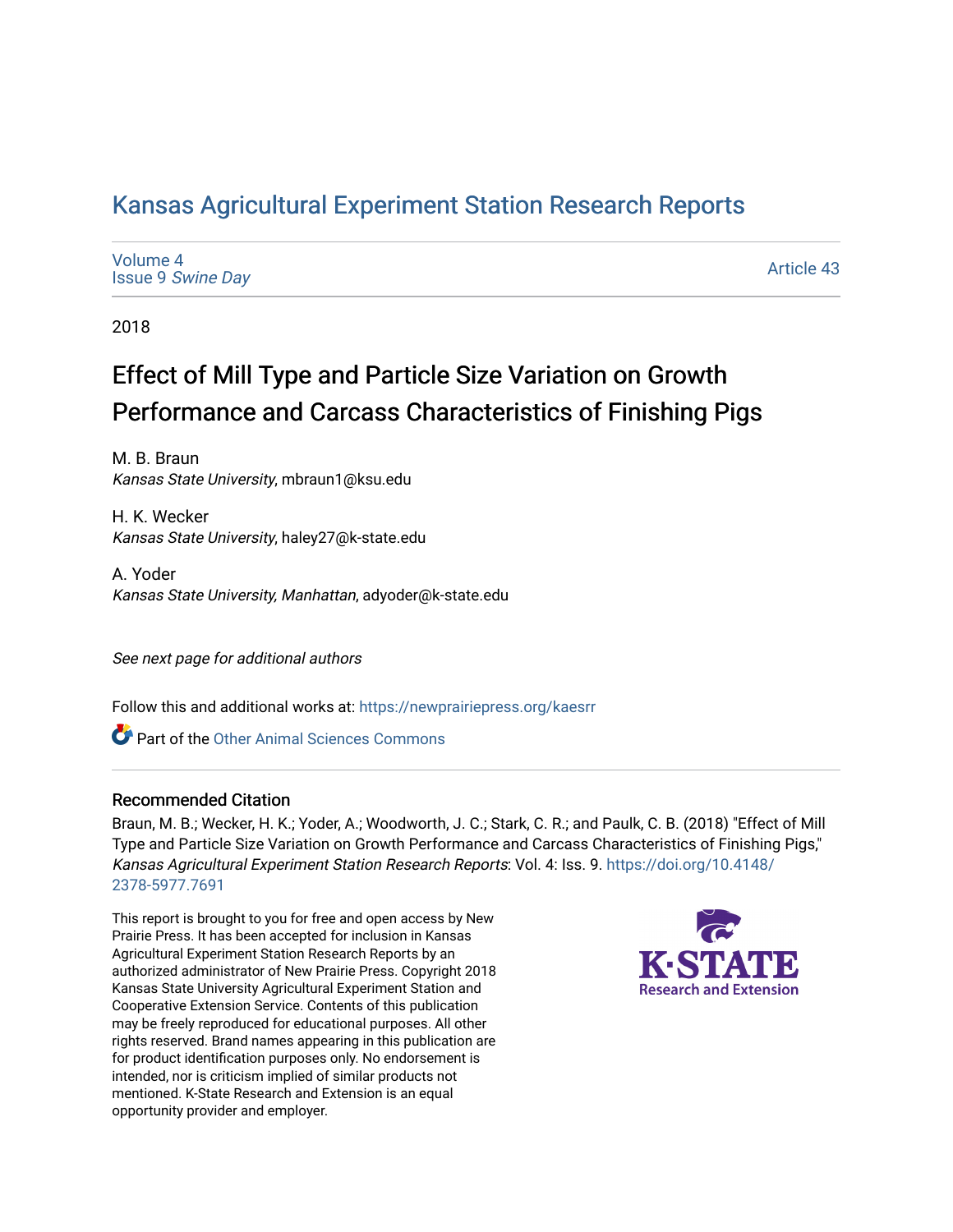# Kansas Agricultural Experiment Station Research Reports

Volume 4
Issue 9 *Swine Day*

Article 43

2018

## Effect of Mill Type and Particle Size Variation on Growth Performance and Carcass Characteristics of Finishing Pigs

M. B. Braun
*Kansas State University*, mbraun1@ksu.edu

H. K. Wecker
*Kansas State University*, haley27@k-state.edu

A. Yoder
*Kansas State University, Manhattan*, adyoder@k-state.edu

*See next page for additional authors*

Follow this and additional works at: https://newprairiepress.org/kaesrr

Part of the Other Animal Sciences Commons

### Recommended Citation

Braun, M. B.; Wecker, H. K.; Yoder, A.; Woodworth, J. C.; Stark, C. R.; and Paulk, C. B. (2018) "Effect of Mill Type and Particle Size Variation on Growth Performance and Carcass Characteristics of Finishing Pigs," *Kansas Agricultural Experiment Station Research Reports*: Vol. 4: Iss. 9. https://doi.org/10.4148/2378-5977.7691

This report is brought to you for free and open access by New Prairie Press. It has been accepted for inclusion in Kansas Agricultural Experiment Station Research Reports by an authorized administrator of New Prairie Press. Copyright 2018 Kansas State University Agricultural Experiment Station and Cooperative Extension Service. Contents of this publication may be freely reproduced for educational purposes. All other rights reserved. Brand names appearing in this publication are for product identification purposes only. No endorsement is intended, nor is criticism implied of similar products not mentioned. K-State Research and Extension is an equal opportunity provider and employer.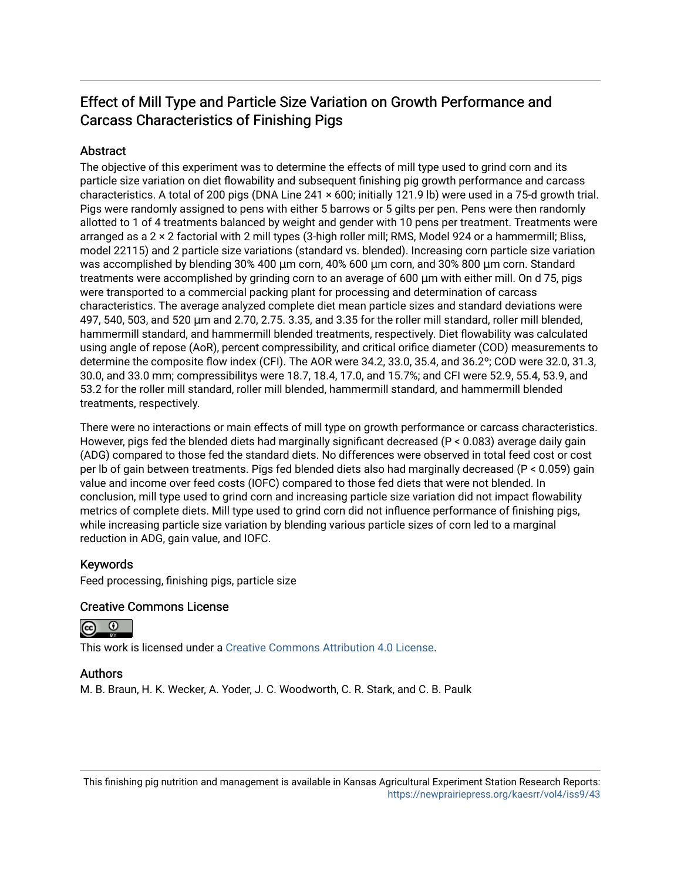# Effect of Mill Type and Particle Size Variation on Growth Performance and Carcass Characteristics of Finishing Pigs

## Abstract

The objective of this experiment was to determine the effects of mill type used to grind corn and its particle size variation on diet flowability and subsequent finishing pig growth performance and carcass characteristics. A total of 200 pigs (DNA Line 241 × 600; initially 121.9 lb) were used in a 75-d growth trial. Pigs were randomly assigned to pens with either 5 barrows or 5 gilts per pen. Pens were then randomly allotted to 1 of 4 treatments balanced by weight and gender with 10 pens per treatment. Treatments were arranged as a 2 × 2 factorial with 2 mill types (3-high roller mill; RMS, Model 924 or a hammermill; Bliss, model 22115) and 2 particle size variations (standard vs. blended). Increasing corn particle size variation was accomplished by blending 30% 400 µm corn, 40% 600 µm corn, and 30% 800 µm corn. Standard treatments were accomplished by grinding corn to an average of 600 µm with either mill. On d 75, pigs were transported to a commercial packing plant for processing and determination of carcass characteristics. The average analyzed complete diet mean particle sizes and standard deviations were 497, 540, 503, and 520 µm and 2.70, 2.75. 3.35, and 3.35 for the roller mill standard, roller mill blended, hammermill standard, and hammermill blended treatments, respectively. Diet flowability was calculated using angle of repose (AoR), percent compressibility, and critical orifice diameter (COD) measurements to determine the composite flow index (CFI). The AOR were 34.2, 33.0, 35.4, and 36.2°; COD were 32.0, 31.3, 30.0, and 33.0 mm; compressibilitys were 18.7, 18.4, 17.0, and 15.7%; and CFI were 52.9, 55.4, 53.9, and 53.2 for the roller mill standard, roller mill blended, hammermill standard, and hammermill blended treatments, respectively.

There were no interactions or main effects of mill type on growth performance or carcass characteristics. However, pigs fed the blended diets had marginally significant decreased ($P < 0.083$) average daily gain (ADG) compared to those fed the standard diets. No differences were observed in total feed cost or cost per lb of gain between treatments. Pigs fed blended diets also had marginally decreased ($P < 0.059$) gain value and income over feed costs (IOFC) compared to those fed diets that were not blended. In conclusion, mill type used to grind corn and increasing particle size variation did not impact flowability metrics of complete diets. Mill type used to grind corn did not influence performance of finishing pigs, while increasing particle size variation by blending various particle sizes of corn led to a marginal reduction in ADG, gain value, and IOFC.

## Keywords

Feed processing, finishing pigs, particle size

## Creative Commons License

This work is licensed under a Creative Commons Attribution 4.0 License.

## Authors

M. B. Braun, H. K. Wecker, A. Yoder, J. C. Woodworth, C. R. Stark, and C. B. Paulk

This finishing pig nutrition and management is available in Kansas Agricultural Experiment Station Research Reports: https://newprairiepress.org/kaesrr/vol4/iss9/43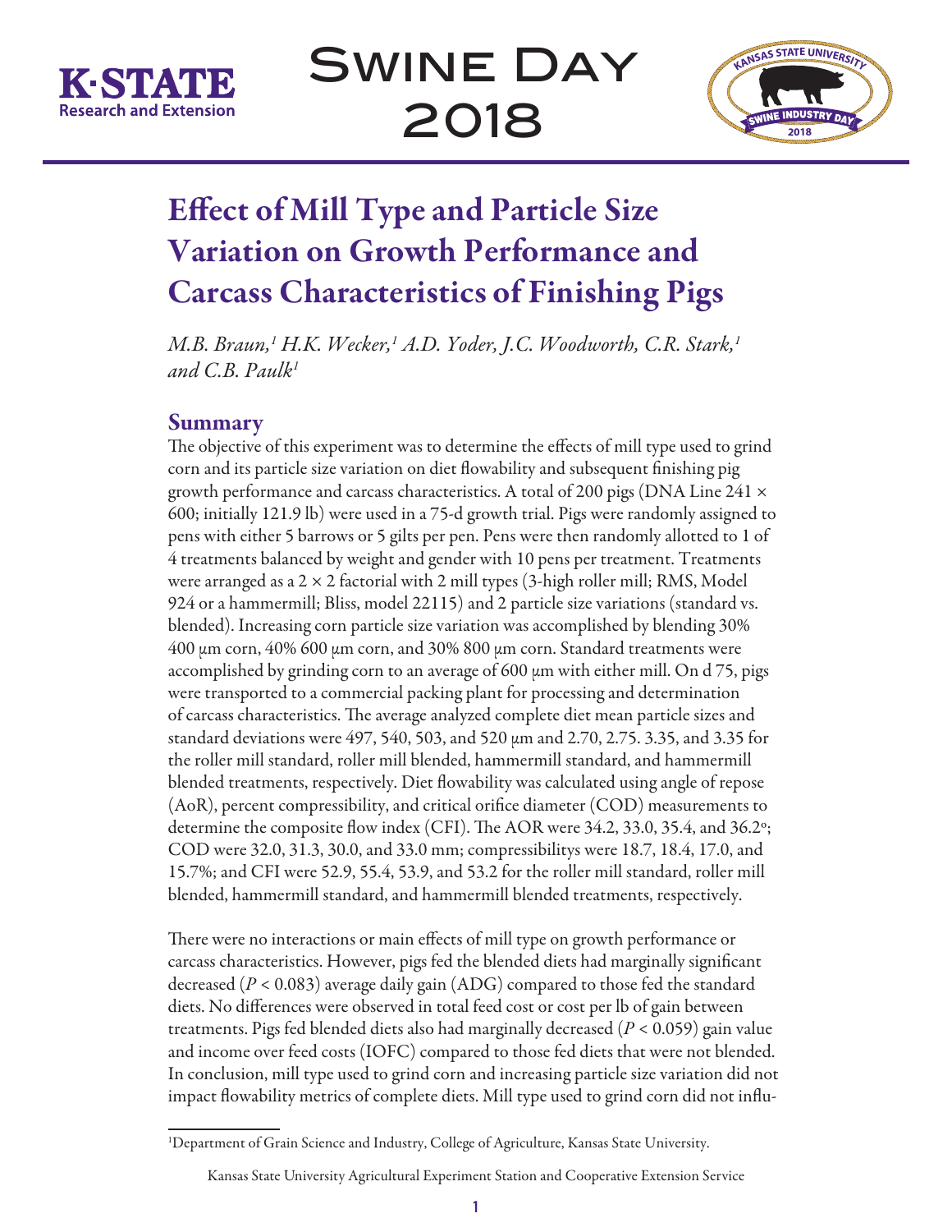# Swine Day 2018

# Effect of Mill Type and Particle Size Variation on Growth Performance and Carcass Characteristics of Finishing Pigs

*M.B. Braun,[1] H.K. Wecker,[1] A.D. Yoder, J.C. Woodworth, C.R. Stark,[1] and C.B. Paulk[1]*

## Summary

The objective of this experiment was to determine the effects of mill type used to grind corn and its particle size variation on diet flowability and subsequent finishing pig growth performance and carcass characteristics. A total of 200 pigs (DNA Line 241 × 600; initially 121.9 lb) were used in a 75-d growth trial. Pigs were randomly assigned to pens with either 5 barrows or 5 gilts per pen. Pens were then randomly allotted to 1 of 4 treatments balanced by weight and gender with 10 pens per treatment. Treatments were arranged as a 2 × 2 factorial with 2 mill types (3-high roller mill; RMS, Model 924 or a hammermill; Bliss, model 22115) and 2 particle size variations (standard vs. blended). Increasing corn particle size variation was accomplished by blending 30% 400 µm corn, 40% 600 µm corn, and 30% 800 µm corn. Standard treatments were accomplished by grinding corn to an average of 600 µm with either mill. On d 75, pigs were transported to a commercial packing plant for processing and determination of carcass characteristics. The average analyzed complete diet mean particle sizes and standard deviations were 497, 540, 503, and 520 µm and 2.70, 2.75. 3.35, and 3.35 for the roller mill standard, roller mill blended, hammermill standard, and hammermill blended treatments, respectively. Diet flowability was calculated using angle of repose (AoR), percent compressibility, and critical orifice diameter (COD) measurements to determine the composite flow index (CFI). The AOR were 34.2, 33.0, 35.4, and 36.2°; COD were 32.0, 31.3, 30.0, and 33.0 mm; compressibilitys were 18.7, 18.4, 17.0, and 15.7%; and CFI were 52.9, 55.4, 53.9, and 53.2 for the roller mill standard, roller mill blended, hammermill standard, and hammermill blended treatments, respectively.

There were no interactions or main effects of mill type on growth performance or carcass characteristics. However, pigs fed the blended diets had marginally significant decreased ($P < 0.083$) average daily gain (ADG) compared to those fed the standard diets. No differences were observed in total feed cost or cost per lb of gain between treatments. Pigs fed blended diets also had marginally decreased ($P < 0.059$) gain value and income over feed costs (IOFC) compared to those fed diets that were not blended. In conclusion, mill type used to grind corn and increasing particle size variation did not impact flowability metrics of complete diets. Mill type used to grind corn did not influ-

[1]Department of Grain Science and Industry, College of Agriculture, Kansas State University.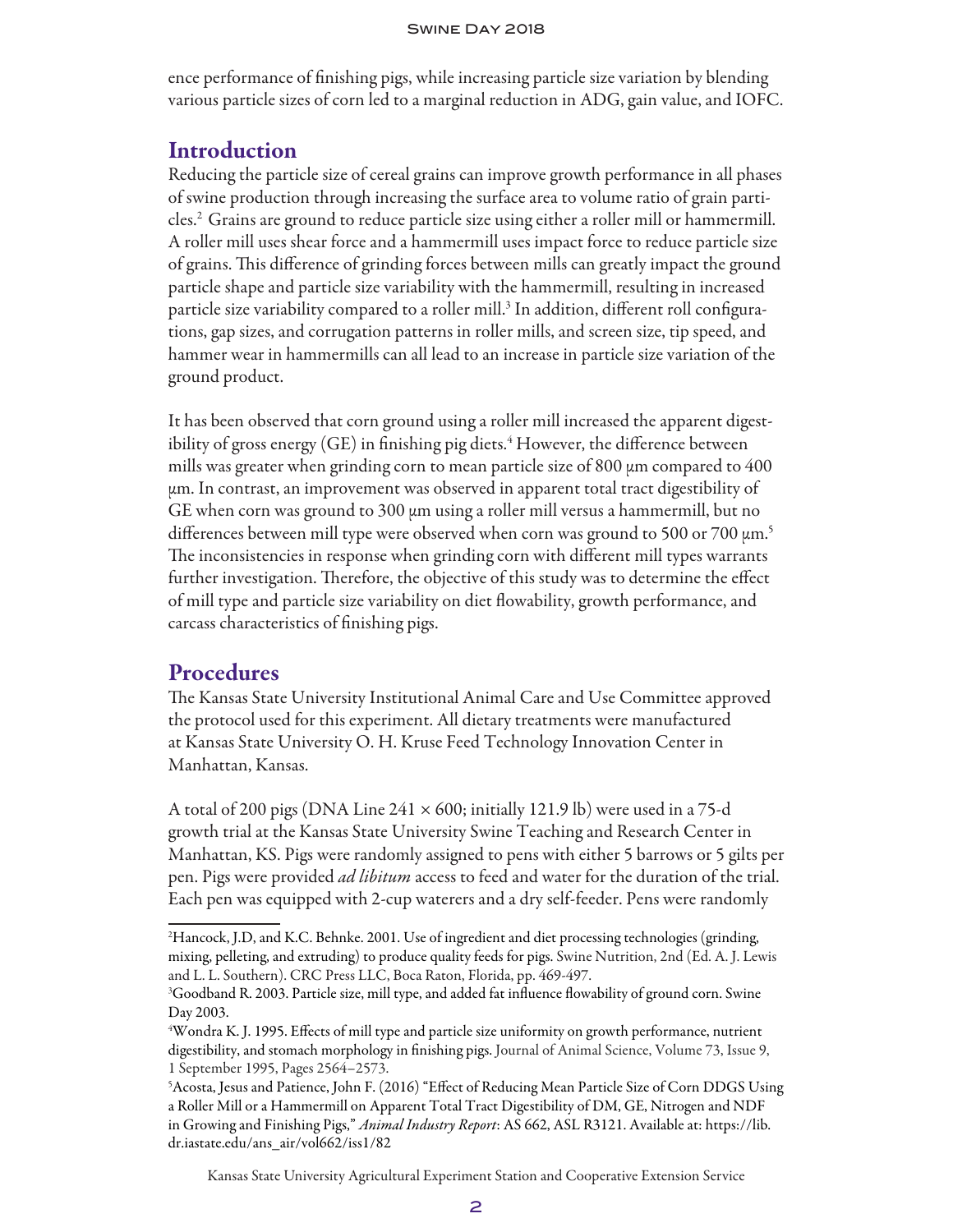ence performance of finishing pigs, while increasing particle size variation by blending various particle sizes of corn led to a marginal reduction in ADG, gain value, and IOFC.

## Introduction

Reducing the particle size of cereal grains can improve growth performance in all phases of swine production through increasing the surface area to volume ratio of grain particles.[2] Grains are ground to reduce particle size using either a roller mill or hammermill. A roller mill uses shear force and a hammermill uses impact force to reduce particle size of grains. This difference of grinding forces between mills can greatly impact the ground particle shape and particle size variability with the hammermill, resulting in increased particle size variability compared to a roller mill.[3] In addition, different roll configurations, gap sizes, and corrugation patterns in roller mills, and screen size, tip speed, and hammer wear in hammermills can all lead to an increase in particle size variation of the ground product.

It has been observed that corn ground using a roller mill increased the apparent digestibility of gross energy (GE) in finishing pig diets.[4] However, the difference between mills was greater when grinding corn to mean particle size of 800 μm compared to 400 μm. In contrast, an improvement was observed in apparent total tract digestibility of GE when corn was ground to 300 μm using a roller mill versus a hammermill, but no differences between mill type were observed when corn was ground to 500 or 700 μm.[5] The inconsistencies in response when grinding corn with different mill types warrants further investigation. Therefore, the objective of this study was to determine the effect of mill type and particle size variability on diet flowability, growth performance, and carcass characteristics of finishing pigs.

## Procedures

The Kansas State University Institutional Animal Care and Use Committee approved the protocol used for this experiment. All dietary treatments were manufactured at Kansas State University O. H. Kruse Feed Technology Innovation Center in Manhattan, Kansas.

A total of 200 pigs (DNA Line 241 × 600; initially 121.9 lb) were used in a 75-d growth trial at the Kansas State University Swine Teaching and Research Center in Manhattan, KS. Pigs were randomly assigned to pens with either 5 barrows or 5 gilts per pen. Pigs were provided *ad libitum* access to feed and water for the duration of the trial. Each pen was equipped with 2-cup waterers and a dry self-feeder. Pens were randomly

---

[2] Hancock, J.D, and K.C. Behnke. 2001. Use of ingredient and diet processing technologies (grinding, mixing, pelleting, and extruding) to produce quality feeds for pigs. Swine Nutrition, 2nd (Ed. A. J. Lewis and L. L. Southern). CRC Press LLC, Boca Raton, Florida, pp. 469-497.

[3] Goodband R. 2003. Particle size, mill type, and added fat influence flowability of ground corn. Swine Day 2003.

[4] Wondra K. J. 1995. Effects of mill type and particle size uniformity on growth performance, nutrient digestibility, and stomach morphology in finishing pigs. Journal of Animal Science, Volume 73, Issue 9, 1 September 1995, Pages 2564–2573.

[5] Acosta, Jesus and Patience, John F. (2016) "Effect of Reducing Mean Particle Size of Corn DDGS Using a Roller Mill or a Hammermill on Apparent Total Tract Digestibility of DM, GE, Nitrogen and NDF in Growing and Finishing Pigs," *Animal Industry Report*: AS 662, ASL R3121. Available at: https://lib.dr.iastate.edu/ans_air/vol662/iss1/82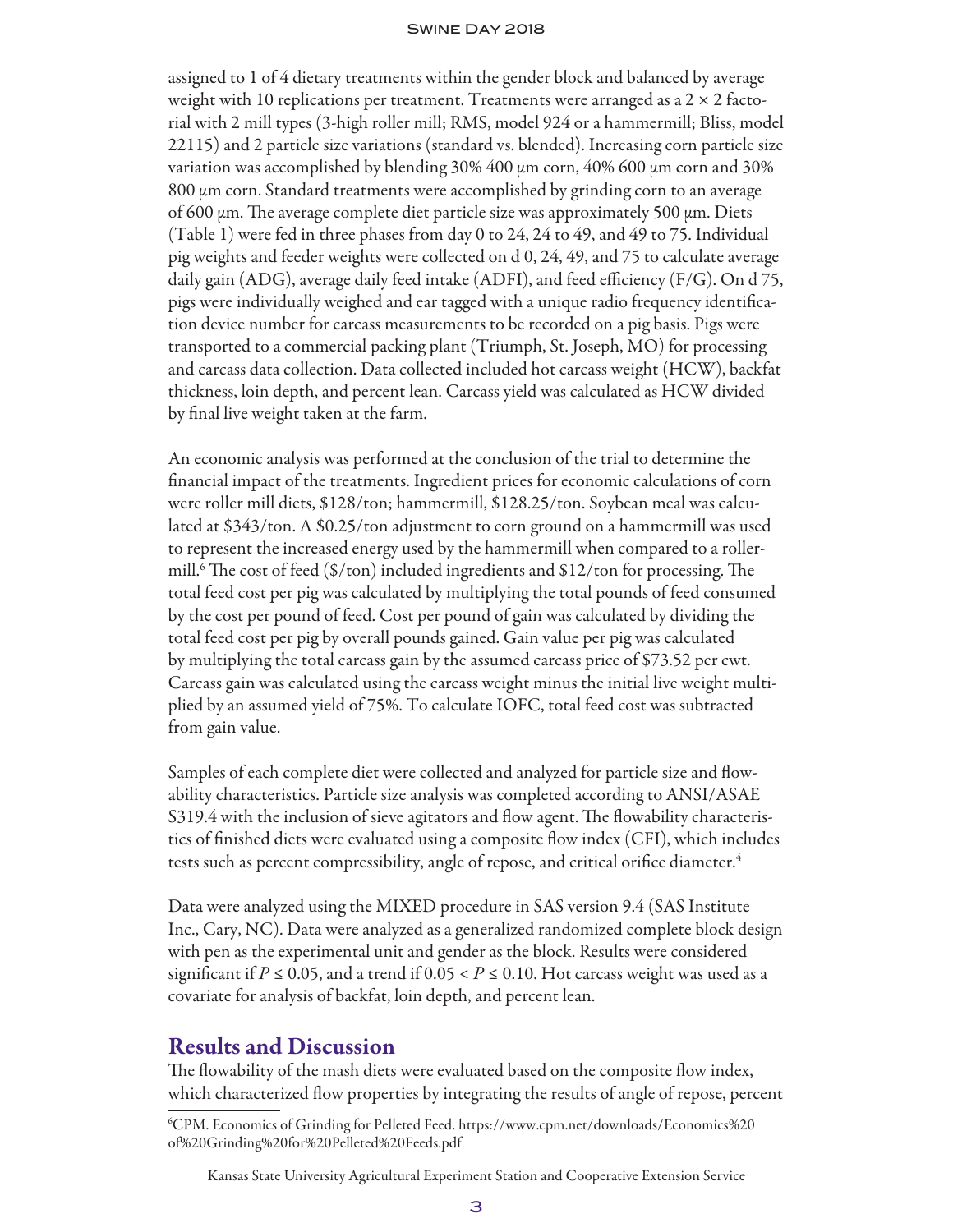assigned to 1 of 4 dietary treatments within the gender block and balanced by average weight with 10 replications per treatment. Treatments were arranged as a 2 × 2 factorial with 2 mill types (3-high roller mill; RMS, model 924 or a hammermill; Bliss, model 22115) and 2 particle size variations (standard vs. blended). Increasing corn particle size variation was accomplished by blending 30% 400 μm corn, 40% 600 μm corn and 30% 800 μm corn. Standard treatments were accomplished by grinding corn to an average of 600 μm. The average complete diet particle size was approximately 500 μm. Diets (Table 1) were fed in three phases from day 0 to 24, 24 to 49, and 49 to 75. Individual pig weights and feeder weights were collected on d 0, 24, 49, and 75 to calculate average daily gain (ADG), average daily feed intake (ADFI), and feed efficiency (F/G). On d 75, pigs were individually weighed and ear tagged with a unique radio frequency identification device number for carcass measurements to be recorded on a pig basis. Pigs were transported to a commercial packing plant (Triumph, St. Joseph, MO) for processing and carcass data collection. Data collected included hot carcass weight (HCW), backfat thickness, loin depth, and percent lean. Carcass yield was calculated as HCW divided by final live weight taken at the farm.

An economic analysis was performed at the conclusion of the trial to determine the financial impact of the treatments. Ingredient prices for economic calculations of corn were roller mill diets, $128/ton; hammermill, $128.25/ton. Soybean meal was calculated at $343/ton. A $0.25/ton adjustment to corn ground on a hammermill was used to represent the increased energy used by the hammermill when compared to a rollermill.[6] The cost of feed ($/ton) included ingredients and $12/ton for processing. The total feed cost per pig was calculated by multiplying the total pounds of feed consumed by the cost per pound of feed. Cost per pound of gain was calculated by dividing the total feed cost per pig by overall pounds gained. Gain value per pig was calculated by multiplying the total carcass gain by the assumed carcass price of $73.52 per cwt. Carcass gain was calculated using the carcass weight minus the initial live weight multiplied by an assumed yield of 75%. To calculate IOFC, total feed cost was subtracted from gain value.

Samples of each complete diet were collected and analyzed for particle size and flowability characteristics. Particle size analysis was completed according to ANSI/ASAE S319.4 with the inclusion of sieve agitators and flow agent. The flowability characteristics of finished diets were evaluated using a composite flow index (CFI), which includes tests such as percent compressibility, angle of repose, and critical orifice diameter.[4]

Data were analyzed using the MIXED procedure in SAS version 9.4 (SAS Institute Inc., Cary, NC). Data were analyzed as a generalized randomized complete block design with pen as the experimental unit and gender as the block. Results were considered significant if $P \leq 0.05$, and a trend if $0.05 < P \leq 0.10$. Hot carcass weight was used as a covariate for analysis of backfat, loin depth, and percent lean.

## Results and Discussion

The flowability of the mash diets were evaluated based on the composite flow index, which characterized flow properties by integrating the results of angle of repose, percent

[6] CPM. Economics of Grinding for Pelleted Feed. https://www.cpm.net/downloads/Economics%20of%20Grinding%20for%20Pelleted%20Feeds.pdf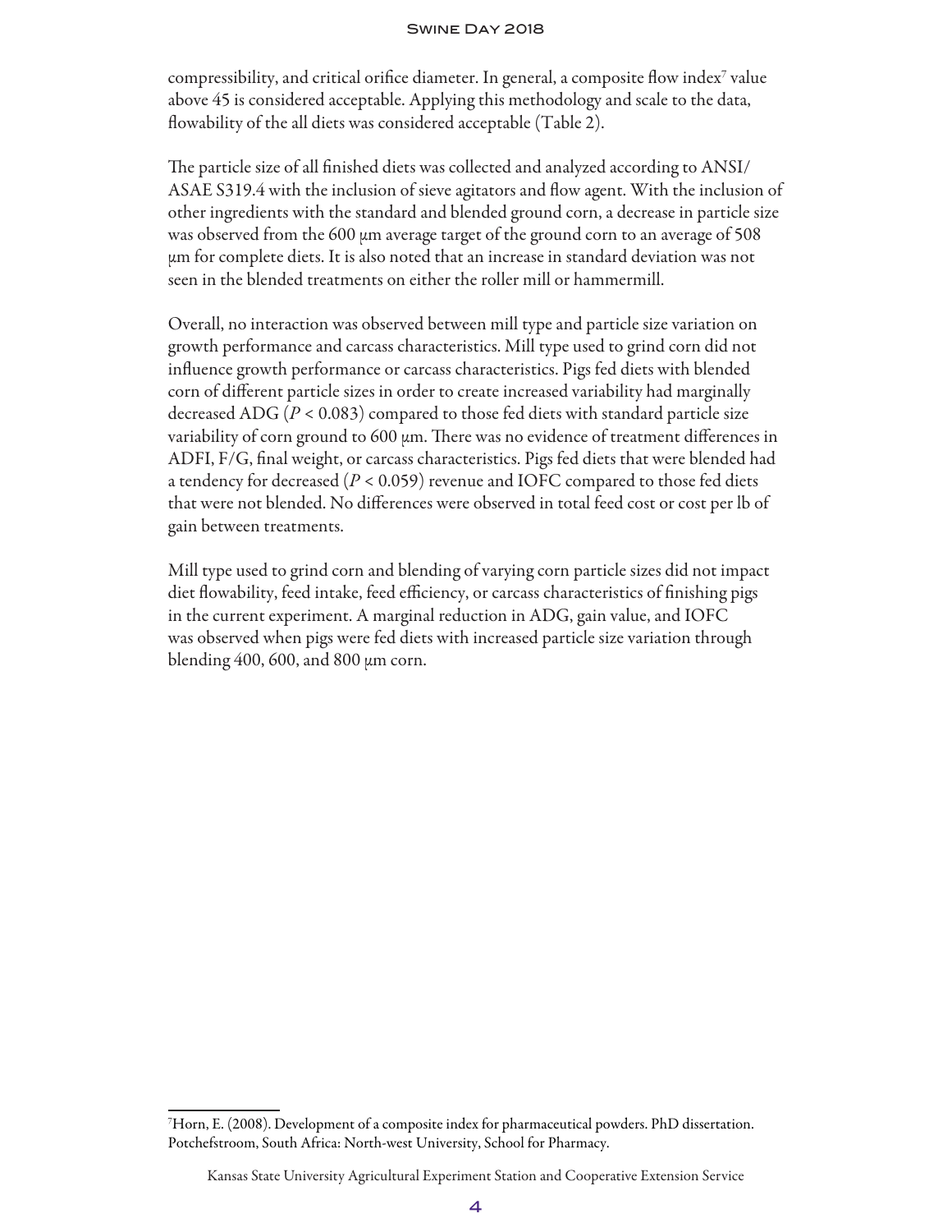compressibility, and critical orifice diameter. In general, a composite flow index[7] value above 45 is considered acceptable. Applying this methodology and scale to the data, flowability of the all diets was considered acceptable (Table 2).

The particle size of all finished diets was collected and analyzed according to ANSI/ASAE S319.4 with the inclusion of sieve agitators and flow agent. With the inclusion of other ingredients with the standard and blended ground corn, a decrease in particle size was observed from the 600 μm average target of the ground corn to an average of 508 μm for complete diets. It is also noted that an increase in standard deviation was not seen in the blended treatments on either the roller mill or hammermill.

Overall, no interaction was observed between mill type and particle size variation on growth performance and carcass characteristics. Mill type used to grind corn did not influence growth performance or carcass characteristics. Pigs fed diets with blended corn of different particle sizes in order to create increased variability had marginally decreased ADG ($P < 0.083$) compared to those fed diets with standard particle size variability of corn ground to 600 μm. There was no evidence of treatment differences in ADFI, F/G, final weight, or carcass characteristics. Pigs fed diets that were blended had a tendency for decreased ($P < 0.059$) revenue and IOFC compared to those fed diets that were not blended. No differences were observed in total feed cost or cost per lb of gain between treatments.

Mill type used to grind corn and blending of varying corn particle sizes did not impact diet flowability, feed intake, feed efficiency, or carcass characteristics of finishing pigs in the current experiment. A marginal reduction in ADG, gain value, and IOFC was observed when pigs were fed diets with increased particle size variation through blending 400, 600, and 800 μm corn.

---

[7] Horn, E. (2008). Development of a composite index for pharmaceutical powders. PhD dissertation. Potchefstroom, South Africa: North-west University, School for Pharmacy.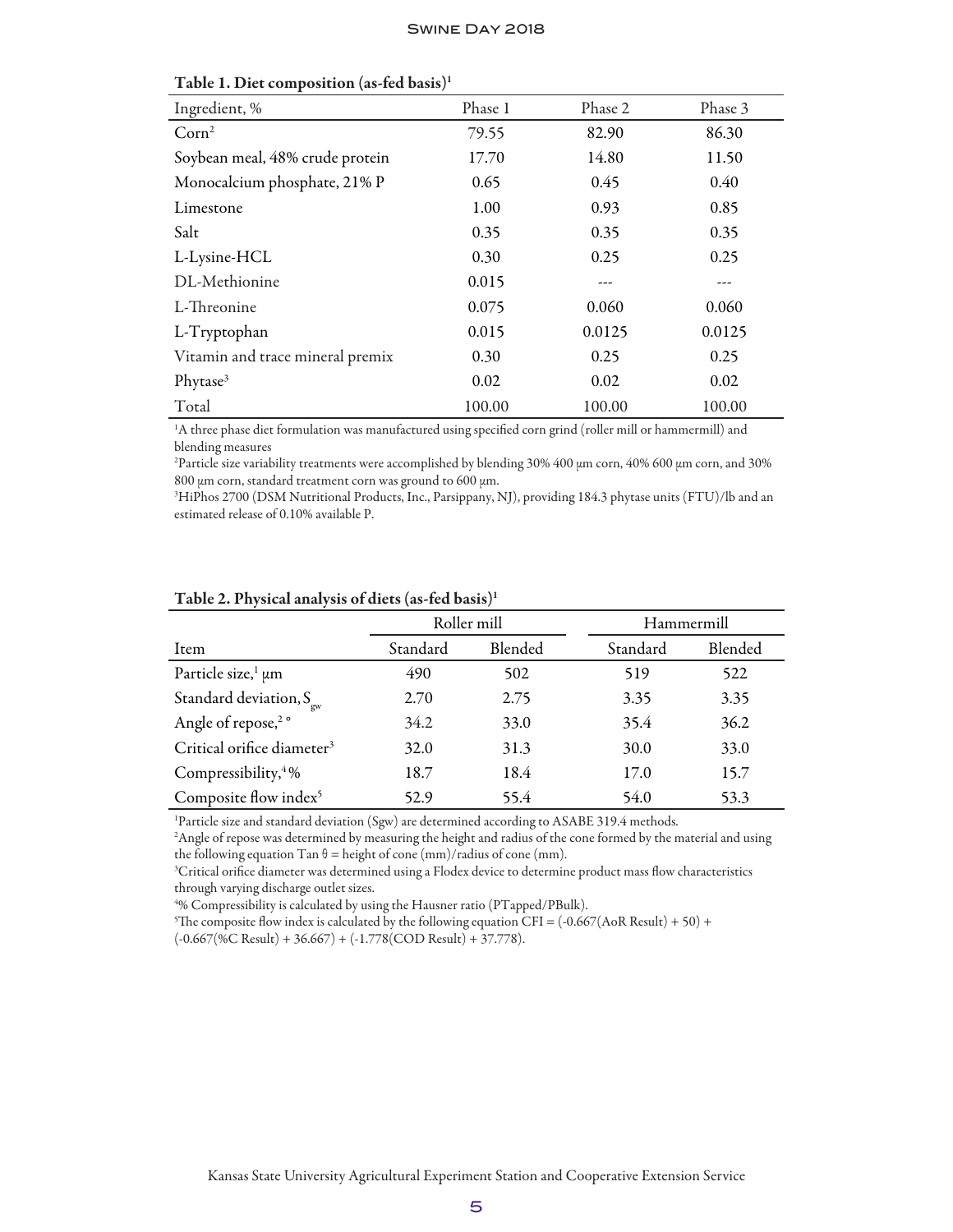**Table 1. Diet composition (as-fed basis)[1]**

| Ingredient, % | Phase 1 | Phase 2 | Phase 3 |
|---|---|---|---|
| Corn[2] | 79.55 | 82.90 | 86.30 |
| Soybean meal, 48% crude protein | 17.70 | 14.80 | 11.50 |
| Monocalcium phosphate, 21% P | 0.65 | 0.45 | 0.40 |
| Limestone | 1.00 | 0.93 | 0.85 |
| Salt | 0.35 | 0.35 | 0.35 |
| L-Lysine-HCL | 0.30 | 0.25 | 0.25 |
| DL-Methionine | 0.015 | --- | --- |
| L-Threonine | 0.075 | 0.060 | 0.060 |
| L-Tryptophan | 0.015 | 0.0125 | 0.0125 |
| Vitamin and trace mineral premix | 0.30 | 0.25 | 0.25 |
| Phytase[3] | 0.02 | 0.02 | 0.02 |
| Total | 100.00 | 100.00 | 100.00 |

[1]A three phase diet formulation was manufactured using specified corn grind (roller mill or hammermill) and blending measures

[2]Particle size variability treatments were accomplished by blending 30% 400 µm corn, 40% 600 µm corn, and 30% 800 µm corn, standard treatment corn was ground to 600 µm.

[3]HiPhos 2700 (DSM Nutritional Products, Inc., Parsippany, NJ), providing 184.3 phytase units (FTU)/lb and an estimated release of 0.10% available P.

**Table 2. Physical analysis of diets (as-fed basis)[1]**

| | Roller mill | | Hammermill | |
|---|---|---|---|---|
| Item | Standard | Blended | Standard | Blended |
| Particle size,[1] µm | 490 | 502 | 519 | 522 |
| Standard deviation, $S_{gw}$ | 2.70 | 2.75 | 3.35 | 3.35 |
| Angle of repose,[2] ° | 34.2 | 33.0 | 35.4 | 36.2 |
| Critical orifice diameter[3] | 32.0 | 31.3 | 30.0 | 33.0 |
| Compressibility,[4] % | 18.7 | 18.4 | 17.0 | 15.7 |
| Composite flow index[5] | 52.9 | 55.4 | 54.0 | 53.3 |

[1]Particle size and standard deviation (Sgw) are determined according to ASABE 319.4 methods.

[2]Angle of repose was determined by measuring the height and radius of the cone formed by the material and using the following equation $\tan \theta$ = height of cone (mm)/radius of cone (mm).

[3]Critical orifice diameter was determined using a Flodex device to determine product mass flow characteristics through varying discharge outlet sizes.

[4]% Compressibility is calculated by using the Hausner ratio (PTapped/PBulk).

[5]The composite flow index is calculated by the following equation CFI = (-0.667(AoR Result) + 50) + (-0.667(%C Result) + 36.667) + (-1.778(COD Result) + 37.778).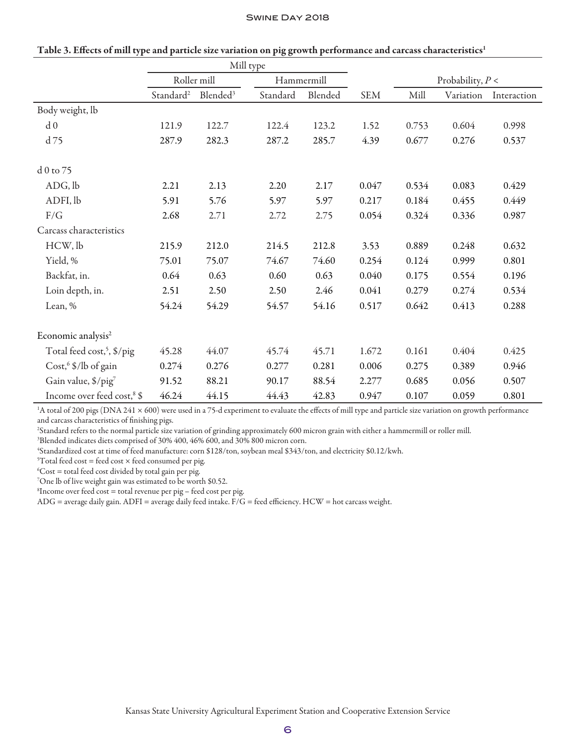**Table 3. Effects of mill type and particle size variation on pig growth performance and carcass characteristics[1]**

| | Mill type | | | | | | | |
|---|---|---|---|---|---|---|---|---|
| | Roller mill | | Hammermill | | | Probability, $P <$ | | |
| | Standard[2] | Blended[3] | Standard | Blended | SEM | Mill | Variation | Interaction |
| Body weight, lb | | | | | | | | |
| d 0 | 121.9 | 122.7 | 122.4 | 123.2 | 1.52 | 0.753 | 0.604 | 0.998 |
| d 75 | 287.9 | 282.3 | 287.2 | 285.7 | 4.39 | 0.677 | 0.276 | 0.537 |
| d 0 to 75 | | | | | | | | |
| ADG, lb | 2.21 | 2.13 | 2.20 | 2.17 | 0.047 | 0.534 | 0.083 | 0.429 |
| ADFI, lb | 5.91 | 5.76 | 5.97 | 5.97 | 0.217 | 0.184 | 0.455 | 0.449 |
| F/G | 2.68 | 2.71 | 2.72 | 2.75 | 0.054 | 0.324 | 0.336 | 0.987 |
| Carcass characteristics | | | | | | | | |
| HCW, lb | 215.9 | 212.0 | 214.5 | 212.8 | 3.53 | 0.889 | 0.248 | 0.632 |
| Yield, % | 75.01 | 75.07 | 74.67 | 74.60 | 0.254 | 0.124 | 0.999 | 0.801 |
| Backfat, in. | 0.64 | 0.63 | 0.60 | 0.63 | 0.040 | 0.175 | 0.554 | 0.196 |
| Loin depth, in. | 2.51 | 2.50 | 2.50 | 2.46 | 0.041 | 0.279 | 0.274 | 0.534 |
| Lean, % | 54.24 | 54.29 | 54.57 | 54.16 | 0.517 | 0.642 | 0.413 | 0.288 |
| Economic analysis[2] | | | | | | | | |
| Total feed cost,[5] $/pig | 45.28 | 44.07 | 45.74 | 45.71 | 1.672 | 0.161 | 0.404 | 0.425 |
| Cost,[6] $/lb of gain | 0.274 | 0.276 | 0.277 | 0.281 | 0.006 | 0.275 | 0.389 | 0.946 |
| Gain value, $/pig[7] | 91.52 | 88.21 | 90.17 | 88.54 | 2.277 | 0.685 | 0.056 | 0.507 |
| Income over feed cost,[8] $ | 46.24 | 44.15 | 44.43 | 42.83 | 0.947 | 0.107 | 0.059 | 0.801 |

[1]A total of 200 pigs (DNA 241 × 600) were used in a 75-d experiment to evaluate the effects of mill type and particle size variation on growth performance and carcass characteristics of finishing pigs.
[2]Standard refers to the normal particle size variation of grinding approximately 600 micron grain with either a hammermill or roller mill.
[3]Blended indicates diets comprised of 30% 400, 46% 600, and 30% 800 micron corn.
[4]Standardized cost at time of feed manufacture: corn $128/ton, soybean meal $343/ton, and electricity $0.12/kwh.
[5]Total feed cost = feed cost × feed consumed per pig.
[6]Cost = total feed cost divided by total gain per pig.
[7]One lb of live weight gain was estimated to be worth $0.52.
[8]Income over feed cost = total revenue per pig – feed cost per pig.
ADG = average daily gain. ADFI = average daily feed intake. F/G = feed efficiency. HCW = hot carcass weight.